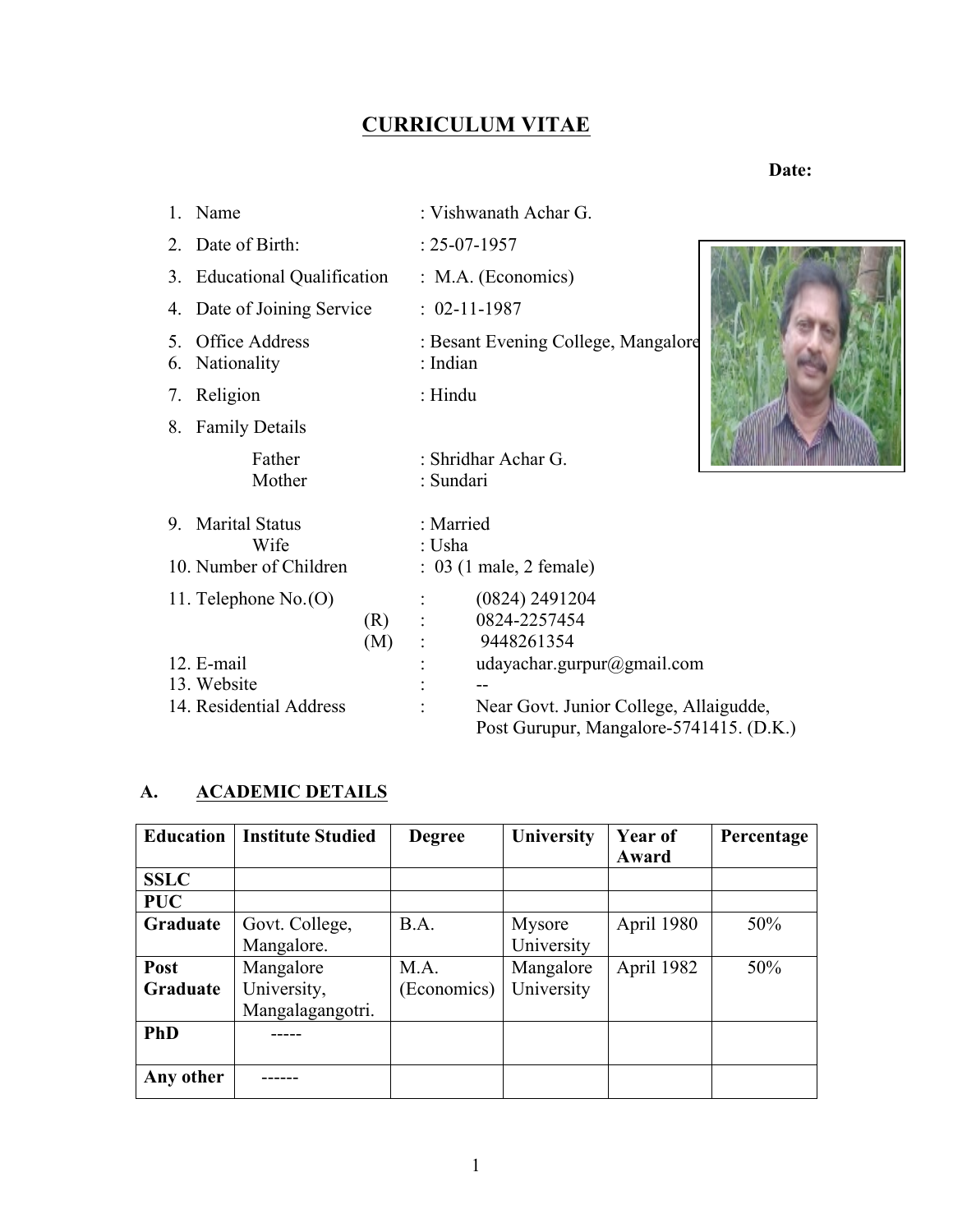# CURRICULUM VITAE

**Date:**

1. Name : Vishwanath Achar G.
2. Date of Birth: : 25-07-1957
3. Educational Qualification : M.A. (Economics)
4. Date of Joining Service : 02-11-1987
5. Office Address : Besant Evening College, Mangalore
6. Nationality : Indian
7. Religion : Hindu
8. Family Details
   - Father : Shridhar Achar G.
   - Mother : Sundari
9. Marital Status : Married
   - Wife : Usha
10. Number of Children : 03 (1 male, 2 female)
11. Telephone No.(O) : (0824) 2491204
    - (R) : 0824-2257454
    - (M) : 9448261354
12. E-mail : udayachar.gurpur@gmail.com
13. Website : --
14. Residential Address : Near Govt. Junior College, Allaigudde, Post Gurupur, Mangalore-5741415. (D.K.)

## A. ACADEMIC DETAILS

| Education | Institute Studied | Degree | University | Year of Award | Percentage |
|---|---|---|---|---|---|
| **SSLC** | | | | | |
| **PUC** | | | | | |
| **Graduate** | Govt. College, Mangalore. | B.A. | Mysore University | April 1980 | 50% |
| **Post Graduate** | Mangalore University, Mangalagangotri. | M.A. (Economics) | Mangalore University | April 1982 | 50% |
| **PhD** | ----- | | | | |
| **Any other** | ------ | | | | |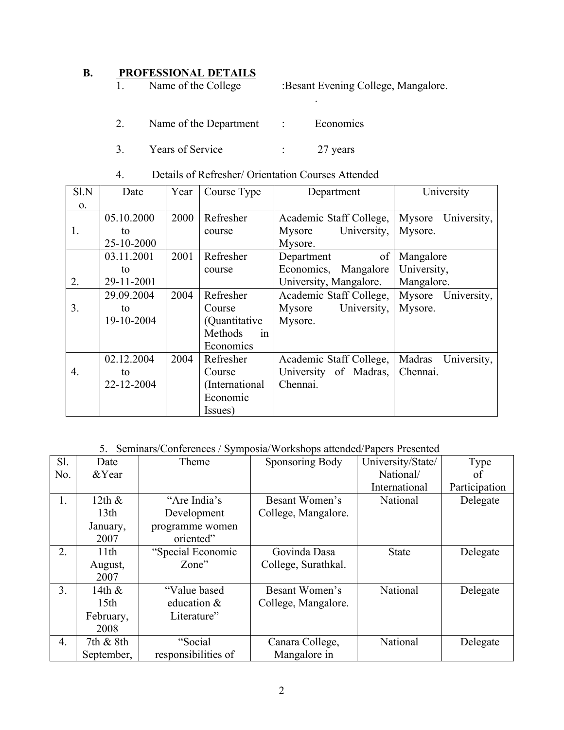## B. PROFESSIONAL DETAILS

1. Name of the College :Besant Evening College, Mangalore.

2. Name of the Department : Economics

3. Years of Service : 27 years

4. Details of Refresher/ Orientation Courses Attended

| Sl.No. | Date | Year | Course Type | Department | University |
|---|---|---|---|---|---|
| 1. | 05.10.2000 to 25-10-2000 | 2000 | Refresher course | Academic Staff College, Mysore University, Mysore. | Mysore University, Mysore. |
| 2. | 03.11.2001 to 29-11-2001 | 2001 | Refresher course | Department of Economics, Mangalore University, Mangalore. | Mangalore University, Mangalore. |
| 3. | 29.09.2004 to 19-10-2004 | 2004 | Refresher Course (Quantitative Methods in Economics | Academic Staff College, Mysore University, Mysore. | Mysore University, Mysore. |
| 4. | 02.12.2004 to 22-12-2004 | 2004 | Refresher Course (International Economic Issues) | Academic Staff College, University of Madras, Chennai. | Madras University, Chennai. |

5. Seminars/Conferences / Symposia/Workshops attended/Papers Presented

| Sl. No. | Date &Year | Theme | Sponsoring Body | University/State/ National/ International | Type of Participation |
|---|---|---|---|---|---|
| 1. | 12th & 13th January, 2007 | "Are India's Development programme women oriented" | Besant Women's College, Mangalore. | National | Delegate |
| 2. | 11th August, 2007 | "Special Economic Zone" | Govinda Dasa College, Surathkal. | State | Delegate |
| 3. | 14th & 15th February, 2008 | "Value based education & Literature" | Besant Women's College, Mangalore. | National | Delegate |
| 4. | 7th & 8th September, | "Social responsibilities of | Canara College, Mangalore in | National | Delegate |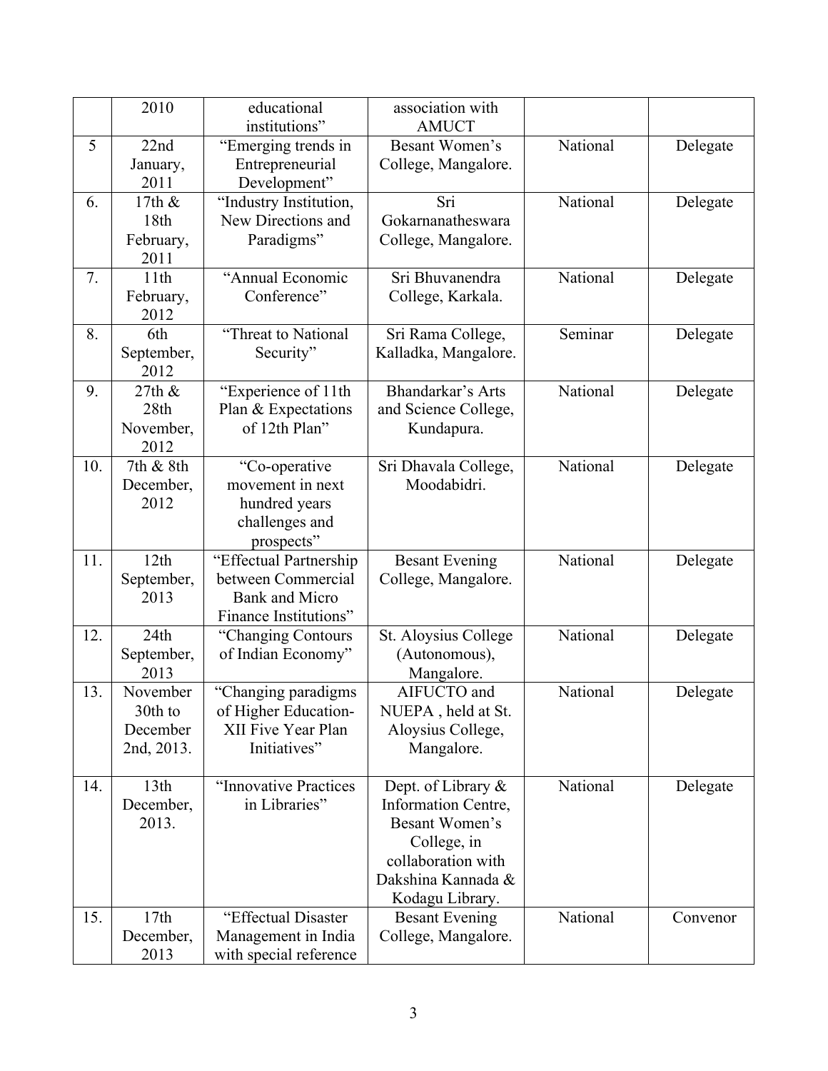| | | | | | |
|---|---|---|---|---|---|
| | 2010 | educational institutions” | association with AMUCT | | |
| 5 | 22nd January, 2011 | “Emerging trends in Entrepreneurial Development” | Besant Women’s College, Mangalore. | National | Delegate |
| 6. | 17th & 18th February, 2011 | “Industry Institution, New Directions and Paradigms” | Sri Gokarnanatheswara College, Mangalore. | National | Delegate |
| 7. | 11th February, 2012 | “Annual Economic Conference” | Sri Bhuvanendra College, Karkala. | National | Delegate |
| 8. | 6th September, 2012 | “Threat to National Security” | Sri Rama College, Kalladka, Mangalore. | Seminar | Delegate |
| 9. | 27th & 28th November, 2012 | “Experience of 11th Plan & Expectations of 12th Plan” | Bhandarkar’s Arts and Science College, Kundapura. | National | Delegate |
| 10. | 7th & 8th December, 2012 | “Co-operative movement in next hundred years challenges and prospects” | Sri Dhavala College, Moodabidri. | National | Delegate |
| 11. | 12th September, 2013 | “Effectual Partnership between Commercial Bank and Micro Finance Institutions” | Besant Evening College, Mangalore. | National | Delegate |
| 12. | 24th September, 2013 | “Changing Contours of Indian Economy” | St. Aloysius College (Autonomous), Mangalore. | National | Delegate |
| 13. | November 30th to December 2nd, 2013. | “Changing paradigms of Higher Education-XII Five Year Plan Initiatives” | AIFUCTO and NUEPA , held at St. Aloysius College, Mangalore. | National | Delegate |
| 14. | 13th December, 2013. | “Innovative Practices in Libraries” | Dept. of Library & Information Centre, Besant Women’s College, in collaboration with Dakshina Kannada & Kodagu Library. | National | Delegate |
| 15. | 17th December, 2013 | “Effectual Disaster Management in India with special reference | Besant Evening College, Mangalore. | National | Convenor |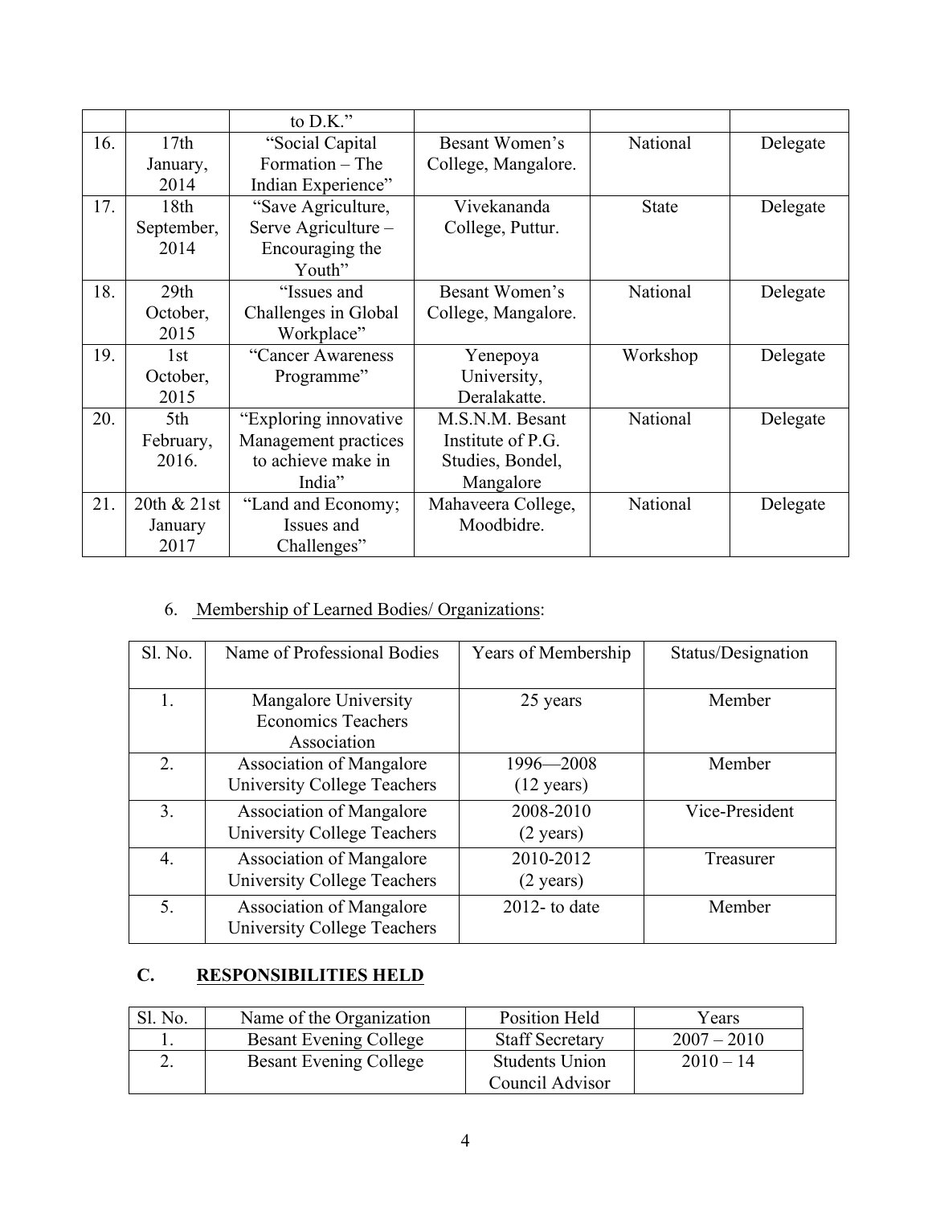|  |  | to D.K." |  |  |  |
|---|---|---|---|---|---|
| 16. | 17th January, 2014 | "Social Capital Formation – The Indian Experience" | Besant Women's College, Mangalore. | National | Delegate |
| 17. | 18th September, 2014 | "Save Agriculture, Serve Agriculture – Encouraging the Youth" | Vivekananda College, Puttur. | State | Delegate |
| 18. | 29th October, 2015 | "Issues and Challenges in Global Workplace" | Besant Women's College, Mangalore. | National | Delegate |
| 19. | 1st October, 2015 | "Cancer Awareness Programme" | Yenepoya University, Deralakatte. | Workshop | Delegate |
| 20. | 5th February, 2016. | "Exploring innovative Management practices to achieve make in India" | M.S.N.M. Besant Institute of P.G. Studies, Bondel, Mangalore | National | Delegate |
| 21. | 20th & 21st January 2017 | "Land and Economy; Issues and Challenges" | Mahaveera College, Moodbidre. | National | Delegate |

6. Membership of Learned Bodies/ Organizations:

| Sl. No. | Name of Professional Bodies | Years of Membership | Status/Designation |
|---|---|---|---|
| 1. | Mangalore University Economics Teachers Association | 25 years | Member |
| 2. | Association of Mangalore University College Teachers | 1996—2008 (12 years) | Member |
| 3. | Association of Mangalore University College Teachers | 2008-2010 (2 years) | Vice-President |
| 4. | Association of Mangalore University College Teachers | 2010-2012 (2 years) | Treasurer |
| 5. | Association of Mangalore University College Teachers | 2012- to date | Member |

## C. RESPONSIBILITIES HELD

| Sl. No. | Name of the Organization | Position Held | Years |
|---|---|---|---|
| 1. | Besant Evening College | Staff Secretary | 2007 – 2010 |
| 2. | Besant Evening College | Students Union Council Advisor | 2010 – 14 |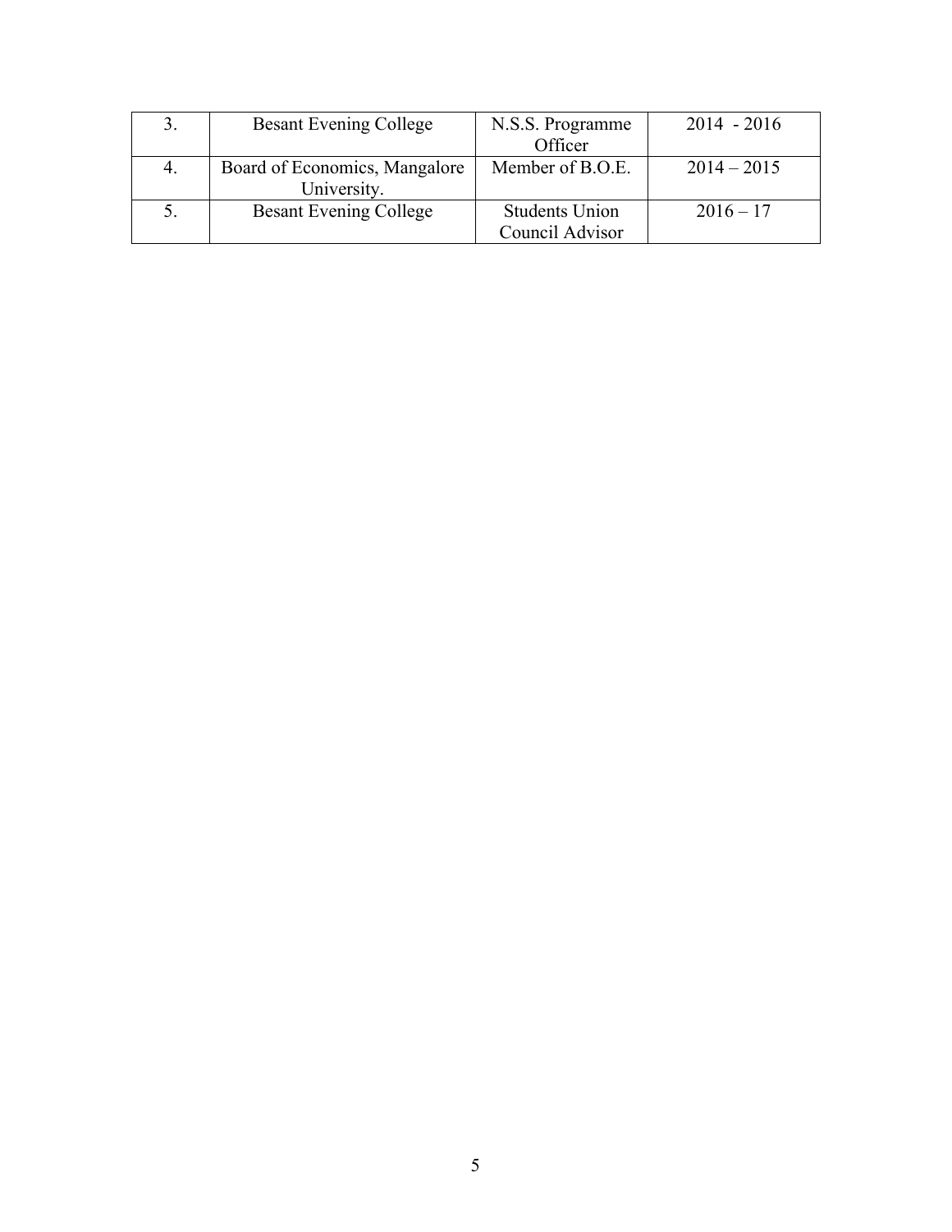| | | | |
|---|---|---|---|
| 3. | Besant Evening College | N.S.S. Programme Officer | 2014 - 2016 |
| 4. | Board of Economics, Mangalore University. | Member of B.O.E. | 2014 – 2015 |
| 5. | Besant Evening College | Students Union Council Advisor | 2016 – 17 |